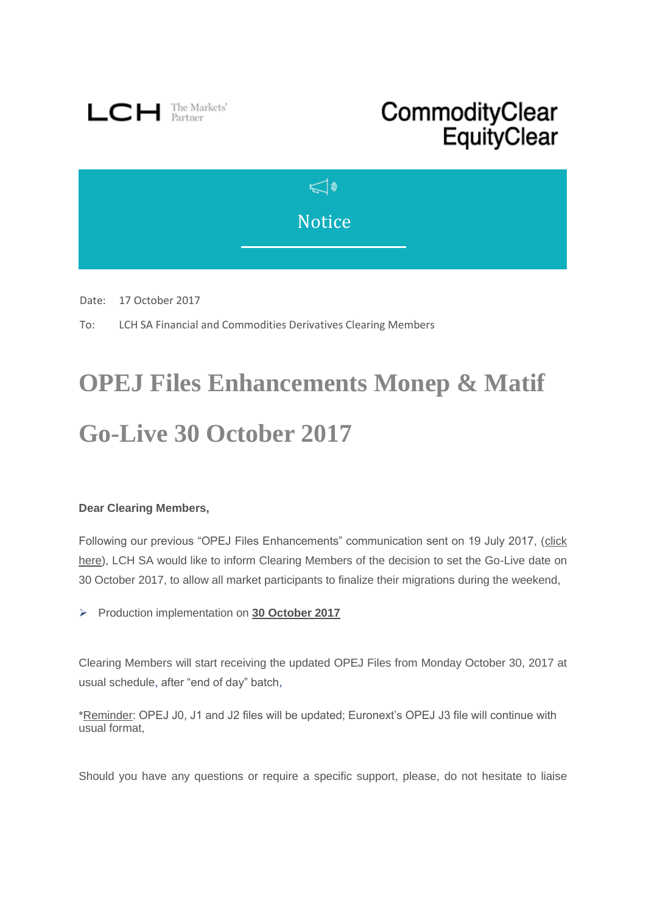LCH The Markets' Partner

CommodityClear
EquityClear

Notice

Date: 17 October 2017

To: LCH SA Financial and Commodities Derivatives Clearing Members

# OPEJ Files Enhancements Monep & Matif

# Go-Live 30 October 2017

**Dear Clearing Members,**

Following our previous "OPEJ Files Enhancements" communication sent on 19 July 2017, (click here), LCH SA would like to inform Clearing Members of the decision to set the Go-Live date on 30 October 2017, to allow all market participants to finalize their migrations during the weekend,

- Production implementation on **30 October 2017**

Clearing Members will start receiving the updated OPEJ Files from Monday October 30, 2017 at usual schedule, after "end of day" batch,

*Reminder: OPEJ J0, J1 and J2 files will be updated; Euronext's OPEJ J3 file will continue with usual format,

Should you have any questions or require a specific support, please, do not hesitate to liaise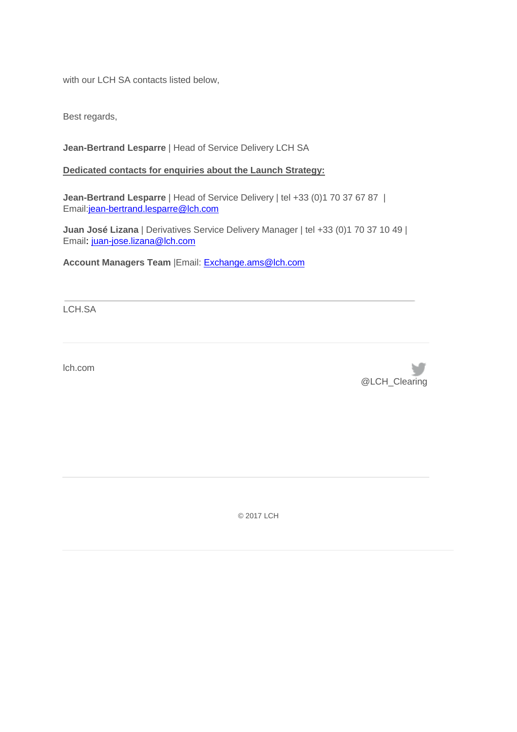with our LCH SA contacts listed below,

Best regards,

**Jean-Bertrand Lesparre** | Head of Service Delivery LCH SA

**Dedicated contacts for enquiries about the Launch Strategy:**

**Jean-Bertrand Lesparre** | Head of Service Delivery | tel +33 (0)1 70 37 67 87 | Email:jean-bertrand.lesparre@lch.com

**Juan José Lizana** | Derivatives Service Delivery Manager | tel +33 (0)1 70 37 10 49 | Email**:** juan-jose.lizana@lch.com

**Account Managers Team** |Email: Exchange.ams@lch.com

---

LCH.SA

---

lch.com

@LCH_Clearing

---

© 2017 LCH